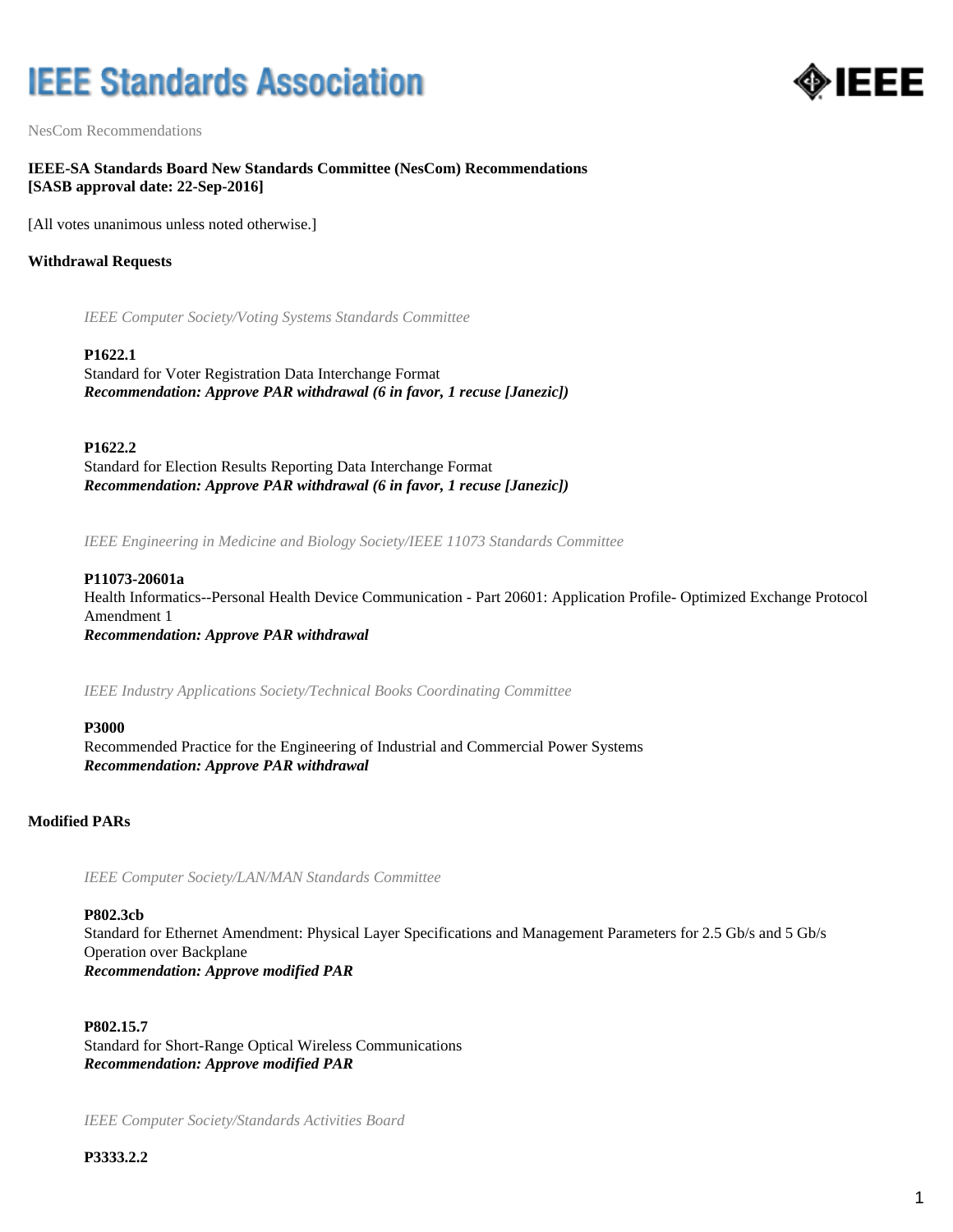# IEEE Standards Association

NesCom Recommendations

**IEEE-SA Standards Board New Standards Committee (NesCom) Recommendations**
**[SASB approval date: 22-Sep-2016]**

[All votes unanimous unless noted otherwise.]

## Withdrawal Requests

*IEEE Computer Society/Voting Systems Standards Committee*

**P1622.1**
Standard for Voter Registration Data Interchange Format
***Recommendation: Approve PAR withdrawal (6 in favor, 1 recuse [Janezic])***

**P1622.2**
Standard for Election Results Reporting Data Interchange Format
***Recommendation: Approve PAR withdrawal (6 in favor, 1 recuse [Janezic])***

*IEEE Engineering in Medicine and Biology Society/IEEE 11073 Standards Committee*

**P11073-20601a**
Health Informatics--Personal Health Device Communication - Part 20601: Application Profile- Optimized Exchange Protocol Amendment 1
***Recommendation: Approve PAR withdrawal***

*IEEE Industry Applications Society/Technical Books Coordinating Committee*

**P3000**
Recommended Practice for the Engineering of Industrial and Commercial Power Systems
***Recommendation: Approve PAR withdrawal***

## Modified PARs

*IEEE Computer Society/LAN/MAN Standards Committee*

**P802.3cb**
Standard for Ethernet Amendment: Physical Layer Specifications and Management Parameters for 2.5 Gb/s and 5 Gb/s Operation over Backplane
***Recommendation: Approve modified PAR***

**P802.15.7**
Standard for Short-Range Optical Wireless Communications
***Recommendation: Approve modified PAR***

*IEEE Computer Society/Standards Activities Board*

**P3333.2.2**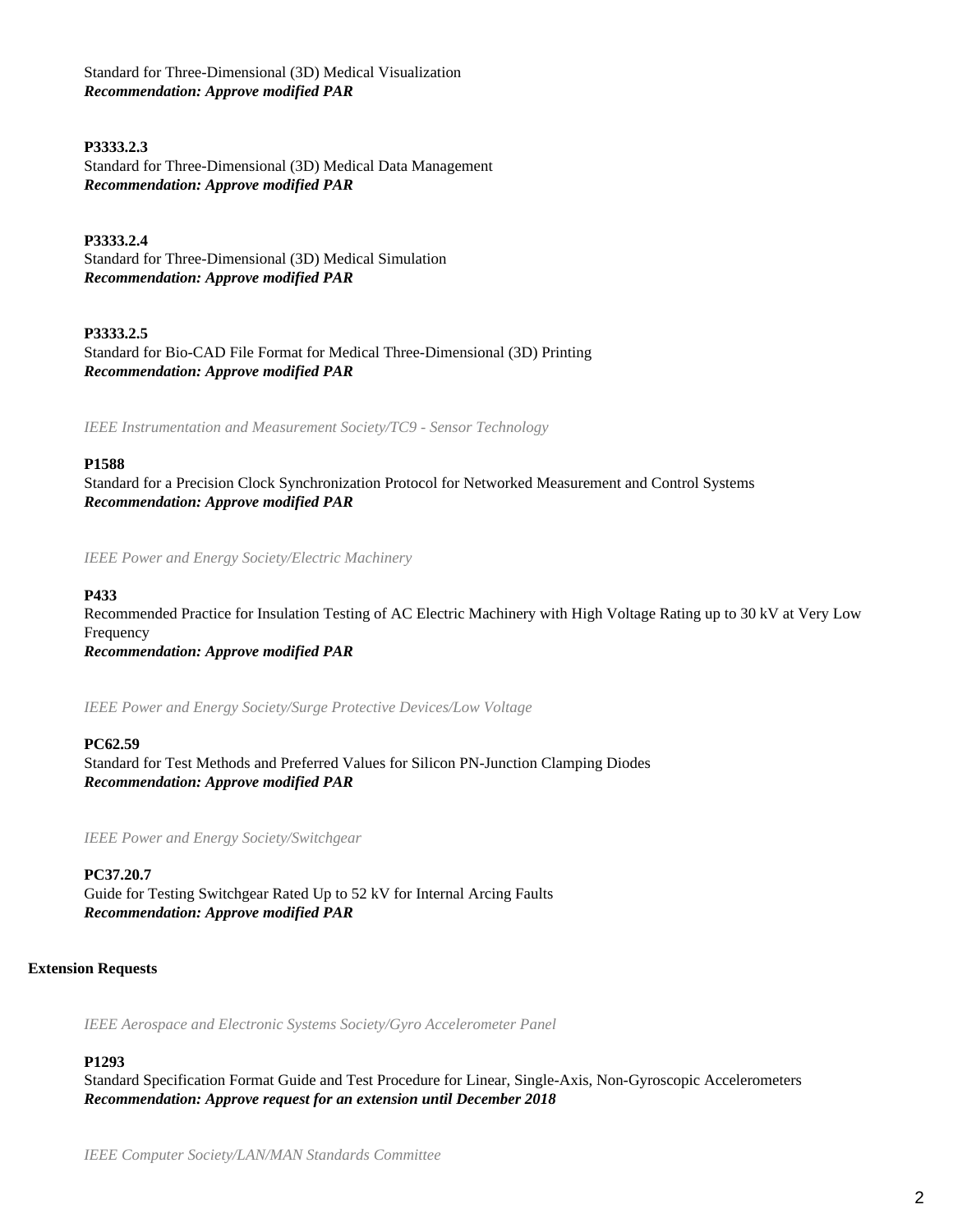Standard for Three-Dimensional (3D) Medical Visualization
***Recommendation: Approve modified PAR***

**P3333.2.3**
Standard for Three-Dimensional (3D) Medical Data Management
***Recommendation: Approve modified PAR***

**P3333.2.4**
Standard for Three-Dimensional (3D) Medical Simulation
***Recommendation: Approve modified PAR***

**P3333.2.5**
Standard for Bio-CAD File Format for Medical Three-Dimensional (3D) Printing
***Recommendation: Approve modified PAR***

*IEEE Instrumentation and Measurement Society/TC9 - Sensor Technology*

**P1588**
Standard for a Precision Clock Synchronization Protocol for Networked Measurement and Control Systems
***Recommendation: Approve modified PAR***

*IEEE Power and Energy Society/Electric Machinery*

**P433**
Recommended Practice for Insulation Testing of AC Electric Machinery with High Voltage Rating up to 30 kV at Very Low Frequency
***Recommendation: Approve modified PAR***

*IEEE Power and Energy Society/Surge Protective Devices/Low Voltage*

**PC62.59**
Standard for Test Methods and Preferred Values for Silicon PN-Junction Clamping Diodes
***Recommendation: Approve modified PAR***

*IEEE Power and Energy Society/Switchgear*

**PC37.20.7**
Guide for Testing Switchgear Rated Up to 52 kV for Internal Arcing Faults
***Recommendation: Approve modified PAR***

**Extension Requests**

*IEEE Aerospace and Electronic Systems Society/Gyro Accelerometer Panel*

**P1293**
Standard Specification Format Guide and Test Procedure for Linear, Single-Axis, Non-Gyroscopic Accelerometers
***Recommendation: Approve request for an extension until December 2018***

*IEEE Computer Society/LAN/MAN Standards Committee*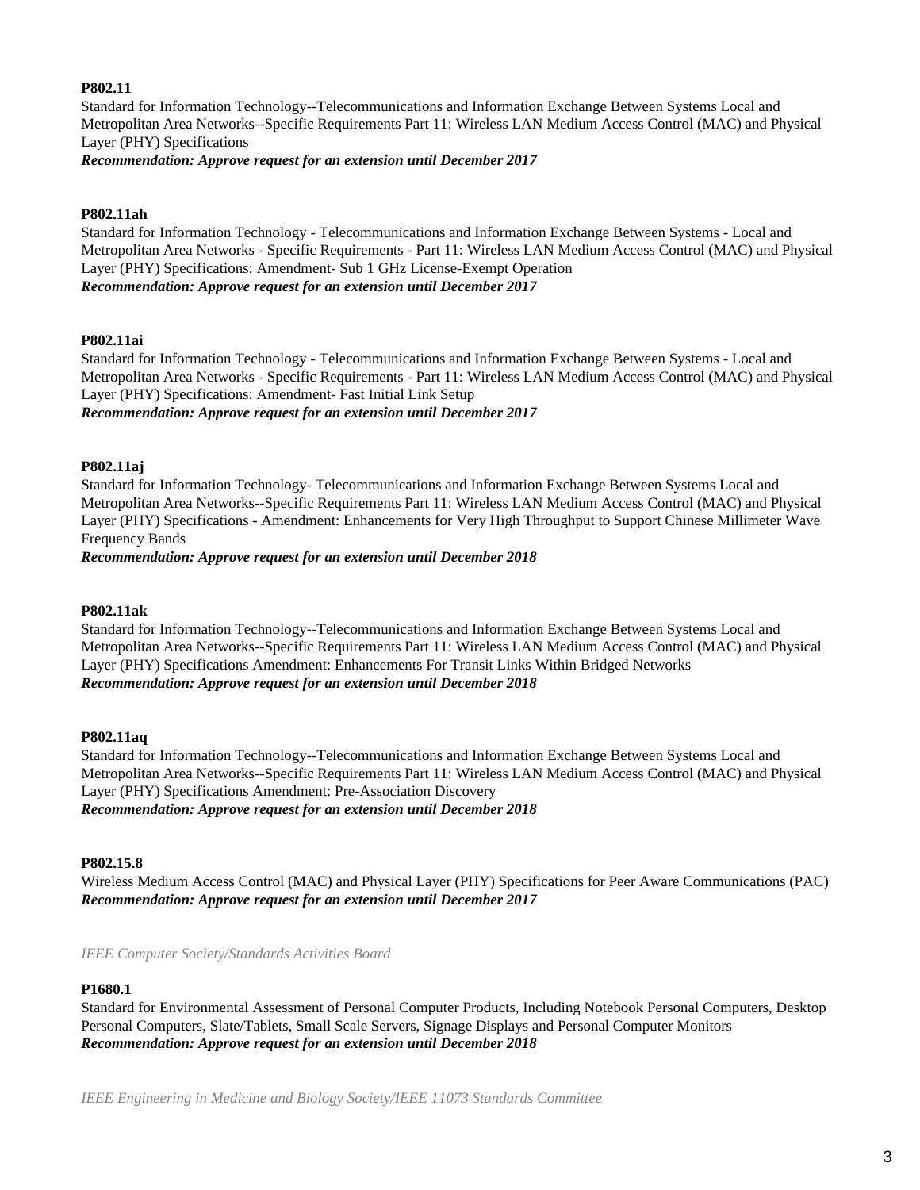**P802.11**

Standard for Information Technology--Telecommunications and Information Exchange Between Systems Local and Metropolitan Area Networks--Specific Requirements Part 11: Wireless LAN Medium Access Control (MAC) and Physical Layer (PHY) Specifications

***Recommendation: Approve request for an extension until December 2017***

**P802.11ah**

Standard for Information Technology - Telecommunications and Information Exchange Between Systems - Local and Metropolitan Area Networks - Specific Requirements - Part 11: Wireless LAN Medium Access Control (MAC) and Physical Layer (PHY) Specifications: Amendment- Sub 1 GHz License-Exempt Operation

***Recommendation: Approve request for an extension until December 2017***

**P802.11ai**

Standard for Information Technology - Telecommunications and Information Exchange Between Systems - Local and Metropolitan Area Networks - Specific Requirements - Part 11: Wireless LAN Medium Access Control (MAC) and Physical Layer (PHY) Specifications: Amendment- Fast Initial Link Setup

***Recommendation: Approve request for an extension until December 2017***

**P802.11aj**

Standard for Information Technology- Telecommunications and Information Exchange Between Systems Local and Metropolitan Area Networks--Specific Requirements Part 11: Wireless LAN Medium Access Control (MAC) and Physical Layer (PHY) Specifications - Amendment: Enhancements for Very High Throughput to Support Chinese Millimeter Wave Frequency Bands

***Recommendation: Approve request for an extension until December 2018***

**P802.11ak**

Standard for Information Technology--Telecommunications and Information Exchange Between Systems Local and Metropolitan Area Networks--Specific Requirements Part 11: Wireless LAN Medium Access Control (MAC) and Physical Layer (PHY) Specifications Amendment: Enhancements For Transit Links Within Bridged Networks

***Recommendation: Approve request for an extension until December 2018***

**P802.11aq**

Standard for Information Technology--Telecommunications and Information Exchange Between Systems Local and Metropolitan Area Networks--Specific Requirements Part 11: Wireless LAN Medium Access Control (MAC) and Physical Layer (PHY) Specifications Amendment: Pre-Association Discovery

***Recommendation: Approve request for an extension until December 2018***

**P802.15.8**

Wireless Medium Access Control (MAC) and Physical Layer (PHY) Specifications for Peer Aware Communications (PAC)

***Recommendation: Approve request for an extension until December 2017***

*IEEE Computer Society/Standards Activities Board*

**P1680.1**

Standard for Environmental Assessment of Personal Computer Products, Including Notebook Personal Computers, Desktop Personal Computers, Slate/Tablets, Small Scale Servers, Signage Displays and Personal Computer Monitors

***Recommendation: Approve request for an extension until December 2018***

*IEEE Engineering in Medicine and Biology Society/IEEE 11073 Standards Committee*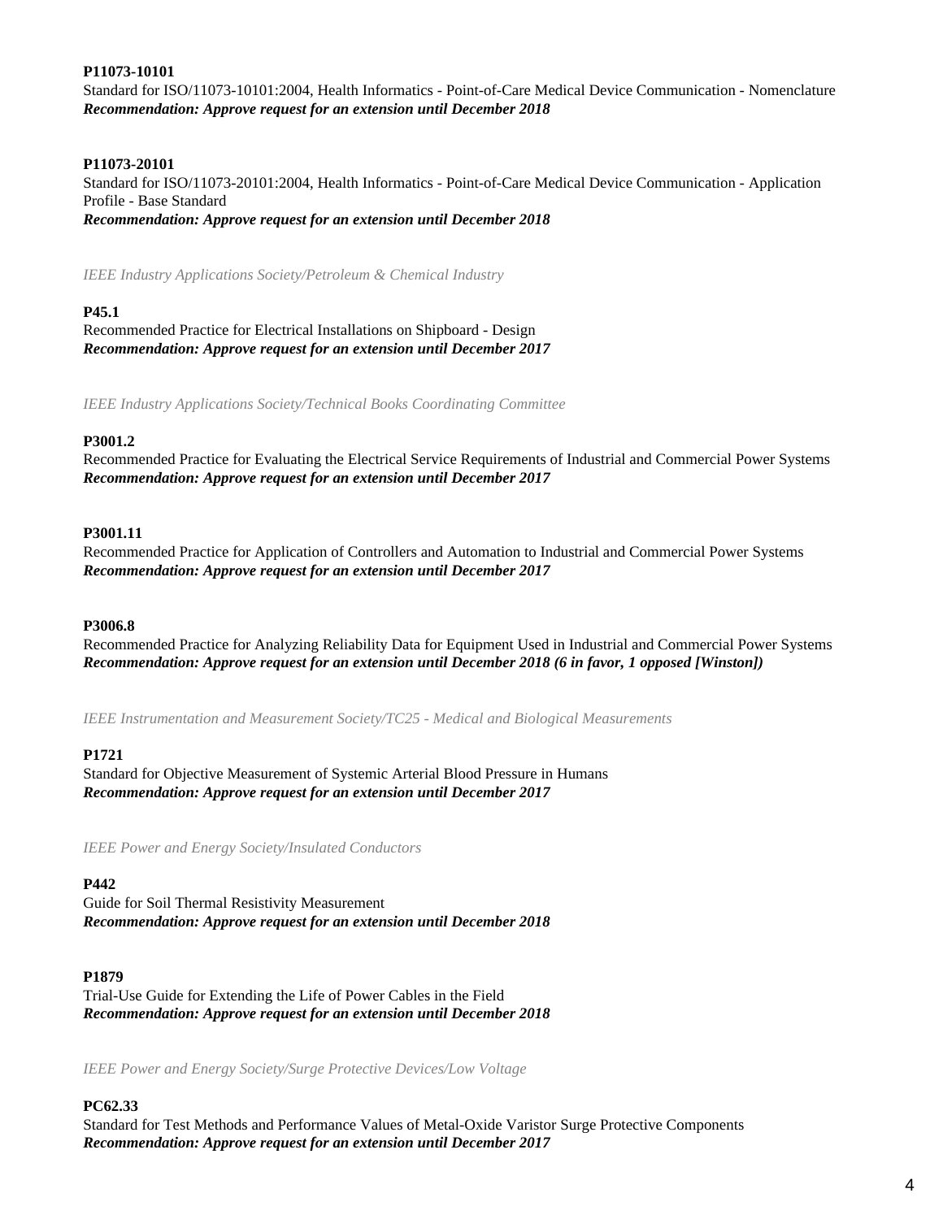**P11073-10101**
Standard for ISO/11073-10101:2004, Health Informatics - Point-of-Care Medical Device Communication - Nomenclature
***Recommendation: Approve request for an extension until December 2018***

**P11073-20101**
Standard for ISO/11073-20101:2004, Health Informatics - Point-of-Care Medical Device Communication - Application Profile - Base Standard
***Recommendation: Approve request for an extension until December 2018***

*IEEE Industry Applications Society/Petroleum & Chemical Industry*

**P45.1**
Recommended Practice for Electrical Installations on Shipboard - Design
***Recommendation: Approve request for an extension until December 2017***

*IEEE Industry Applications Society/Technical Books Coordinating Committee*

**P3001.2**
Recommended Practice for Evaluating the Electrical Service Requirements of Industrial and Commercial Power Systems
***Recommendation: Approve request for an extension until December 2017***

**P3001.11**
Recommended Practice for Application of Controllers and Automation to Industrial and Commercial Power Systems
***Recommendation: Approve request for an extension until December 2017***

**P3006.8**
Recommended Practice for Analyzing Reliability Data for Equipment Used in Industrial and Commercial Power Systems
***Recommendation: Approve request for an extension until December 2018 (6 in favor, 1 opposed [Winston])***

*IEEE Instrumentation and Measurement Society/TC25 - Medical and Biological Measurements*

**P1721**
Standard for Objective Measurement of Systemic Arterial Blood Pressure in Humans
***Recommendation: Approve request for an extension until December 2017***

*IEEE Power and Energy Society/Insulated Conductors*

**P442**
Guide for Soil Thermal Resistivity Measurement
***Recommendation: Approve request for an extension until December 2018***

**P1879**
Trial-Use Guide for Extending the Life of Power Cables in the Field
***Recommendation: Approve request for an extension until December 2018***

*IEEE Power and Energy Society/Surge Protective Devices/Low Voltage*

**PC62.33**
Standard for Test Methods and Performance Values of Metal-Oxide Varistor Surge Protective Components
***Recommendation: Approve request for an extension until December 2017***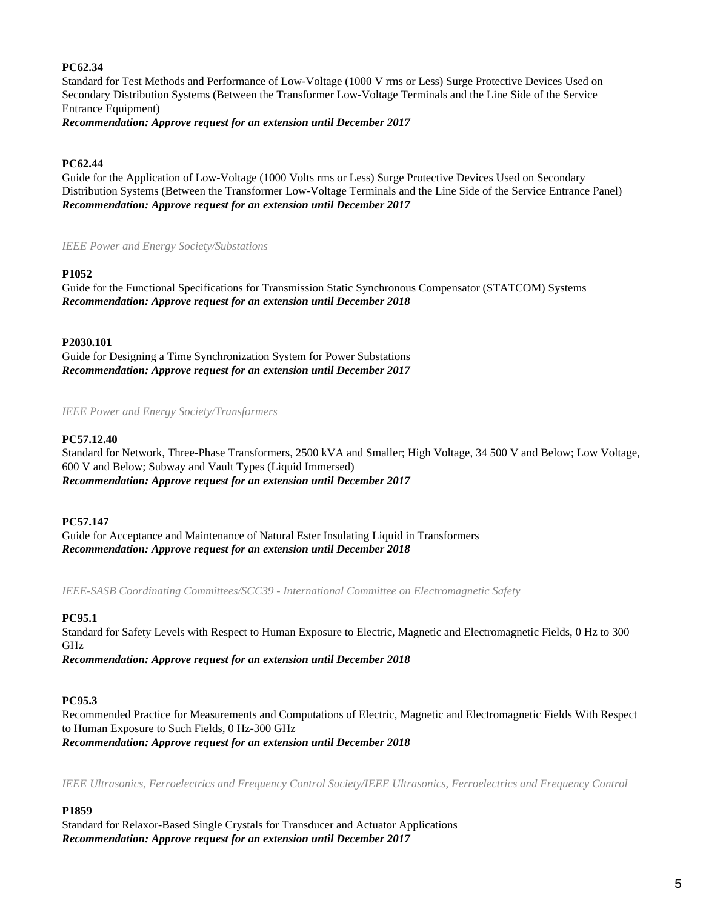**PC62.34**
Standard for Test Methods and Performance of Low-Voltage (1000 V rms or Less) Surge Protective Devices Used on Secondary Distribution Systems (Between the Transformer Low-Voltage Terminals and the Line Side of the Service Entrance Equipment)
***Recommendation: Approve request for an extension until December 2017***

**PC62.44**
Guide for the Application of Low-Voltage (1000 Volts rms or Less) Surge Protective Devices Used on Secondary Distribution Systems (Between the Transformer Low-Voltage Terminals and the Line Side of the Service Entrance Panel)
***Recommendation: Approve request for an extension until December 2017***

*IEEE Power and Energy Society/Substations*

**P1052**
Guide for the Functional Specifications for Transmission Static Synchronous Compensator (STATCOM) Systems
***Recommendation: Approve request for an extension until December 2018***

**P2030.101**
Guide for Designing a Time Synchronization System for Power Substations
***Recommendation: Approve request for an extension until December 2017***

*IEEE Power and Energy Society/Transformers*

**PC57.12.40**
Standard for Network, Three-Phase Transformers, 2500 kVA and Smaller; High Voltage, 34 500 V and Below; Low Voltage, 600 V and Below; Subway and Vault Types (Liquid Immersed)
***Recommendation: Approve request for an extension until December 2017***

**PC57.147**
Guide for Acceptance and Maintenance of Natural Ester Insulating Liquid in Transformers
***Recommendation: Approve request for an extension until December 2018***

*IEEE-SASB Coordinating Committees/SCC39 - International Committee on Electromagnetic Safety*

**PC95.1**
Standard for Safety Levels with Respect to Human Exposure to Electric, Magnetic and Electromagnetic Fields, 0 Hz to 300 GHz
***Recommendation: Approve request for an extension until December 2018***

**PC95.3**
Recommended Practice for Measurements and Computations of Electric, Magnetic and Electromagnetic Fields With Respect to Human Exposure to Such Fields, 0 Hz-300 GHz
***Recommendation: Approve request for an extension until December 2018***

*IEEE Ultrasonics, Ferroelectrics and Frequency Control Society/IEEE Ultrasonics, Ferroelectrics and Frequency Control*

**P1859**
Standard for Relaxor-Based Single Crystals for Transducer and Actuator Applications
***Recommendation: Approve request for an extension until December 2017***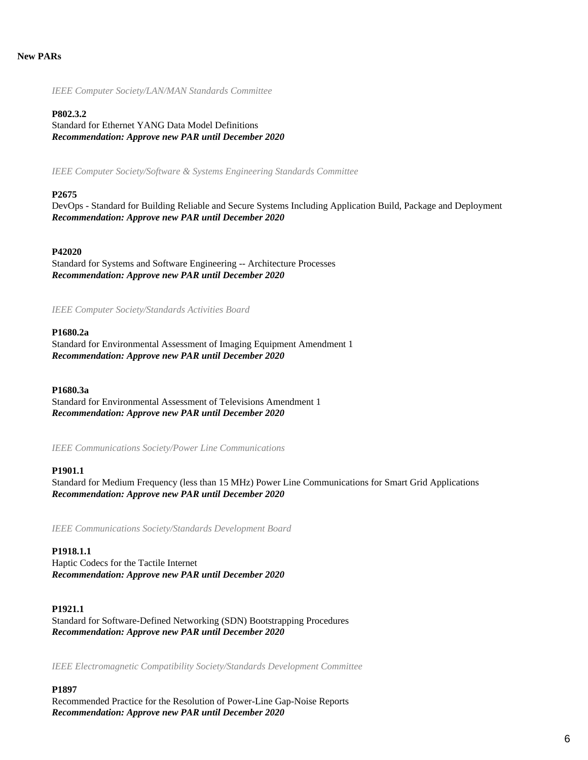**New PARs**

*IEEE Computer Society/LAN/MAN Standards Committee*

**P802.3.2**
Standard for Ethernet YANG Data Model Definitions
***Recommendation: Approve new PAR until December 2020***

*IEEE Computer Society/Software & Systems Engineering Standards Committee*

**P2675**
DevOps - Standard for Building Reliable and Secure Systems Including Application Build, Package and Deployment
***Recommendation: Approve new PAR until December 2020***

**P42020**
Standard for Systems and Software Engineering -- Architecture Processes
***Recommendation: Approve new PAR until December 2020***

*IEEE Computer Society/Standards Activities Board*

**P1680.2a**
Standard for Environmental Assessment of Imaging Equipment Amendment 1
***Recommendation: Approve new PAR until December 2020***

**P1680.3a**
Standard for Environmental Assessment of Televisions Amendment 1
***Recommendation: Approve new PAR until December 2020***

*IEEE Communications Society/Power Line Communications*

**P1901.1**
Standard for Medium Frequency (less than 15 MHz) Power Line Communications for Smart Grid Applications
***Recommendation: Approve new PAR until December 2020***

*IEEE Communications Society/Standards Development Board*

**P1918.1.1**
Haptic Codecs for the Tactile Internet
***Recommendation: Approve new PAR until December 2020***

**P1921.1**
Standard for Software-Defined Networking (SDN) Bootstrapping Procedures
***Recommendation: Approve new PAR until December 2020***

*IEEE Electromagnetic Compatibility Society/Standards Development Committee*

**P1897**
Recommended Practice for the Resolution of Power-Line Gap-Noise Reports
***Recommendation: Approve new PAR until December 2020***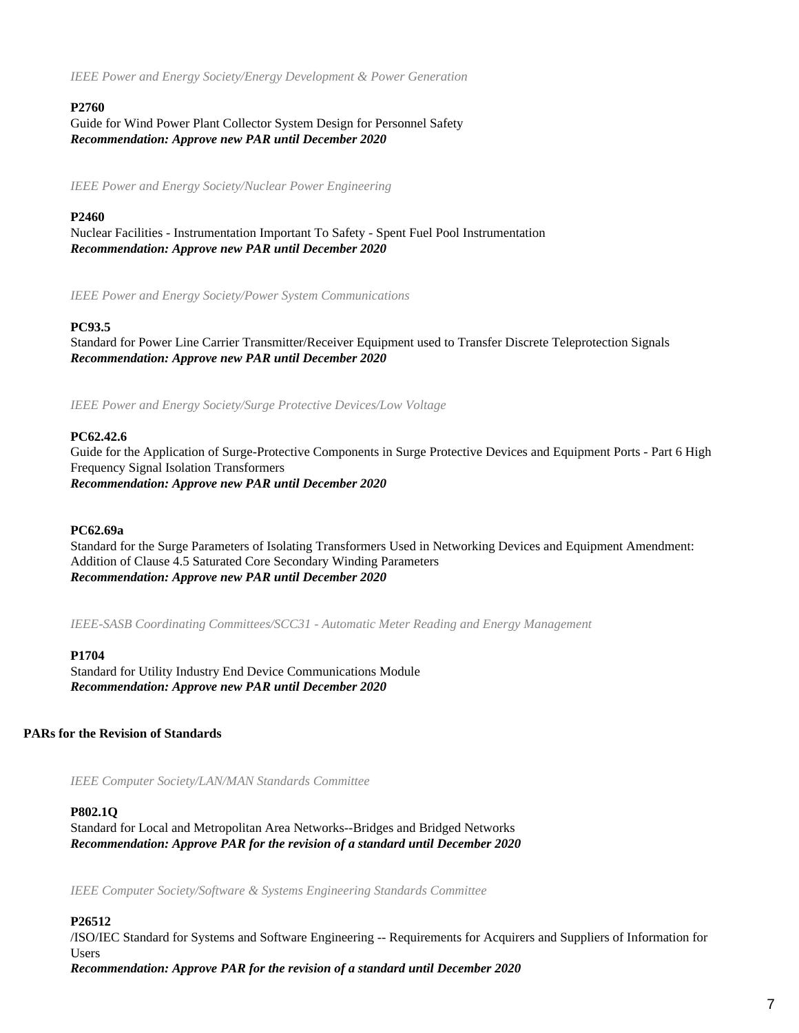*IEEE Power and Energy Society/Energy Development & Power Generation*

**P2760**
Guide for Wind Power Plant Collector System Design for Personnel Safety
***Recommendation: Approve new PAR until December 2020***

*IEEE Power and Energy Society/Nuclear Power Engineering*

**P2460**
Nuclear Facilities - Instrumentation Important To Safety - Spent Fuel Pool Instrumentation
***Recommendation: Approve new PAR until December 2020***

*IEEE Power and Energy Society/Power System Communications*

**PC93.5**
Standard for Power Line Carrier Transmitter/Receiver Equipment used to Transfer Discrete Teleprotection Signals
***Recommendation: Approve new PAR until December 2020***

*IEEE Power and Energy Society/Surge Protective Devices/Low Voltage*

**PC62.42.6**
Guide for the Application of Surge-Protective Components in Surge Protective Devices and Equipment Ports - Part 6 High Frequency Signal Isolation Transformers
***Recommendation: Approve new PAR until December 2020***

**PC62.69a**
Standard for the Surge Parameters of Isolating Transformers Used in Networking Devices and Equipment Amendment: Addition of Clause 4.5 Saturated Core Secondary Winding Parameters
***Recommendation: Approve new PAR until December 2020***

*IEEE-SASB Coordinating Committees/SCC31 - Automatic Meter Reading and Energy Management*

**P1704**
Standard for Utility Industry End Device Communications Module
***Recommendation: Approve new PAR until December 2020***

## PARs for the Revision of Standards

*IEEE Computer Society/LAN/MAN Standards Committee*

**P802.1Q**
Standard for Local and Metropolitan Area Networks--Bridges and Bridged Networks
***Recommendation: Approve PAR for the revision of a standard until December 2020***

*IEEE Computer Society/Software & Systems Engineering Standards Committee*

**P26512**
/ISO/IEC Standard for Systems and Software Engineering -- Requirements for Acquirers and Suppliers of Information for Users
***Recommendation: Approve PAR for the revision of a standard until December 2020***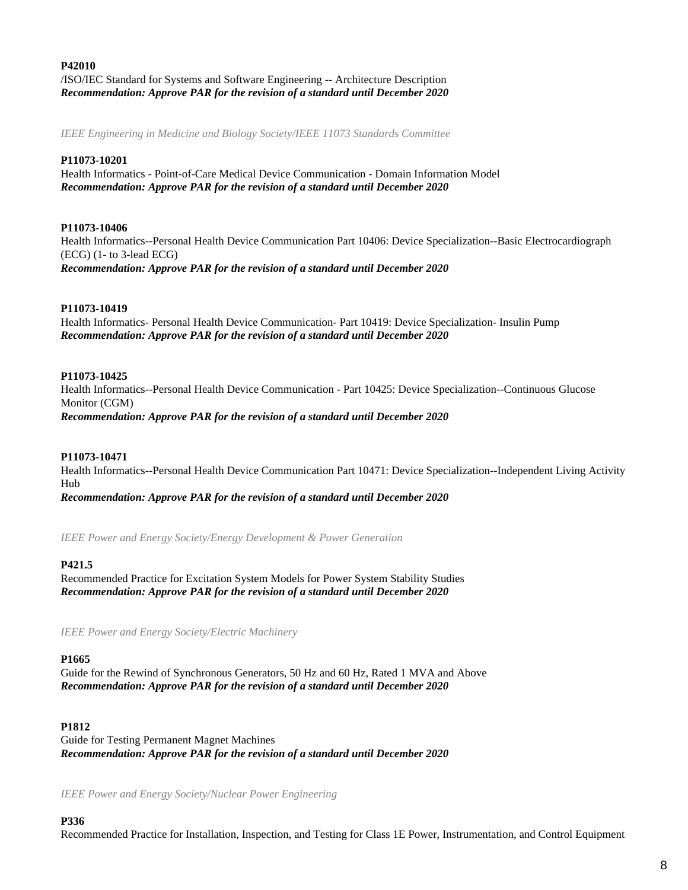**P42010**
/ISO/IEC Standard for Systems and Software Engineering -- Architecture Description
***Recommendation: Approve PAR for the revision of a standard until December 2020***

*IEEE Engineering in Medicine and Biology Society/IEEE 11073 Standards Committee*

**P11073-10201**
Health Informatics - Point-of-Care Medical Device Communication - Domain Information Model
***Recommendation: Approve PAR for the revision of a standard until December 2020***

**P11073-10406**
Health Informatics--Personal Health Device Communication Part 10406: Device Specialization--Basic Electrocardiograph (ECG) (1- to 3-lead ECG)
***Recommendation: Approve PAR for the revision of a standard until December 2020***

**P11073-10419**
Health Informatics- Personal Health Device Communication- Part 10419: Device Specialization- Insulin Pump
***Recommendation: Approve PAR for the revision of a standard until December 2020***

**P11073-10425**
Health Informatics--Personal Health Device Communication - Part 10425: Device Specialization--Continuous Glucose Monitor (CGM)
***Recommendation: Approve PAR for the revision of a standard until December 2020***

**P11073-10471**
Health Informatics--Personal Health Device Communication Part 10471: Device Specialization--Independent Living Activity Hub
***Recommendation: Approve PAR for the revision of a standard until December 2020***

*IEEE Power and Energy Society/Energy Development & Power Generation*

**P421.5**
Recommended Practice for Excitation System Models for Power System Stability Studies
***Recommendation: Approve PAR for the revision of a standard until December 2020***

*IEEE Power and Energy Society/Electric Machinery*

**P1665**
Guide for the Rewind of Synchronous Generators, 50 Hz and 60 Hz, Rated 1 MVA and Above
***Recommendation: Approve PAR for the revision of a standard until December 2020***

**P1812**
Guide for Testing Permanent Magnet Machines
***Recommendation: Approve PAR for the revision of a standard until December 2020***

*IEEE Power and Energy Society/Nuclear Power Engineering*

**P336**
Recommended Practice for Installation, Inspection, and Testing for Class 1E Power, Instrumentation, and Control Equipment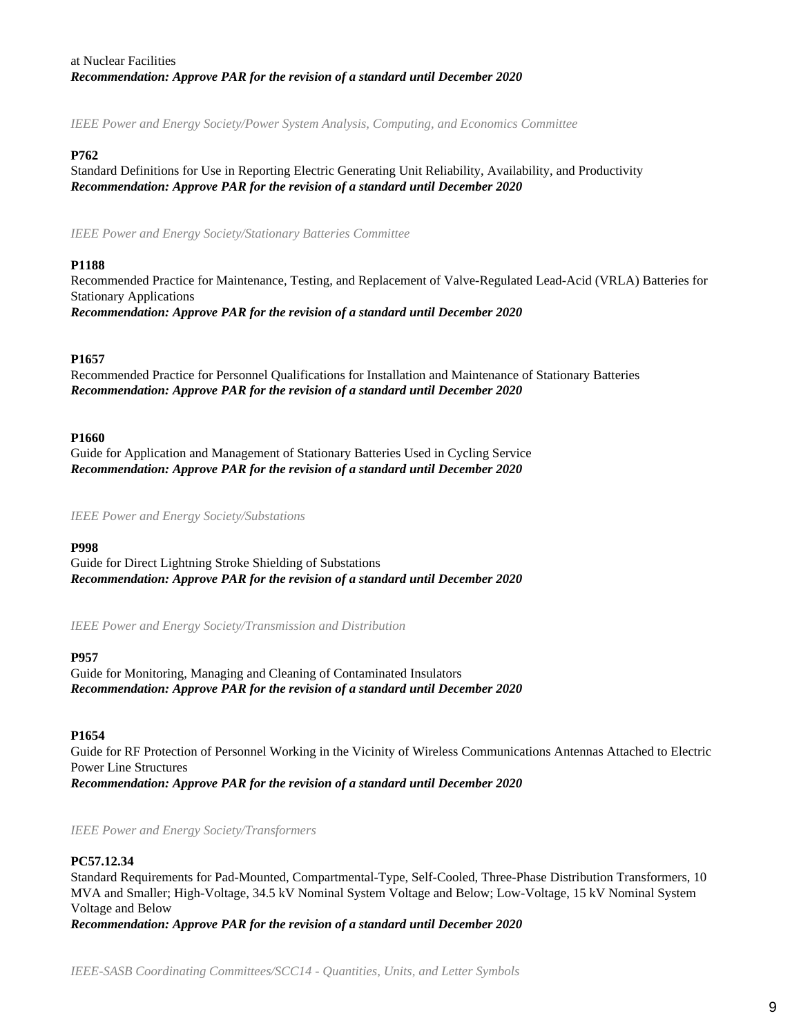at Nuclear Facilities
***Recommendation: Approve PAR for the revision of a standard until December 2020***

*IEEE Power and Energy Society/Power System Analysis, Computing, and Economics Committee*

**P762**
Standard Definitions for Use in Reporting Electric Generating Unit Reliability, Availability, and Productivity
***Recommendation: Approve PAR for the revision of a standard until December 2020***

*IEEE Power and Energy Society/Stationary Batteries Committee*

**P1188**
Recommended Practice for Maintenance, Testing, and Replacement of Valve-Regulated Lead-Acid (VRLA) Batteries for Stationary Applications
***Recommendation: Approve PAR for the revision of a standard until December 2020***

**P1657**
Recommended Practice for Personnel Qualifications for Installation and Maintenance of Stationary Batteries
***Recommendation: Approve PAR for the revision of a standard until December 2020***

**P1660**
Guide for Application and Management of Stationary Batteries Used in Cycling Service
***Recommendation: Approve PAR for the revision of a standard until December 2020***

*IEEE Power and Energy Society/Substations*

**P998**
Guide for Direct Lightning Stroke Shielding of Substations
***Recommendation: Approve PAR for the revision of a standard until December 2020***

*IEEE Power and Energy Society/Transmission and Distribution*

**P957**
Guide for Monitoring, Managing and Cleaning of Contaminated Insulators
***Recommendation: Approve PAR for the revision of a standard until December 2020***

**P1654**
Guide for RF Protection of Personnel Working in the Vicinity of Wireless Communications Antennas Attached to Electric Power Line Structures
***Recommendation: Approve PAR for the revision of a standard until December 2020***

*IEEE Power and Energy Society/Transformers*

**PC57.12.34**
Standard Requirements for Pad-Mounted, Compartmental-Type, Self-Cooled, Three-Phase Distribution Transformers, 10 MVA and Smaller; High-Voltage, 34.5 kV Nominal System Voltage and Below; Low-Voltage, 15 kV Nominal System Voltage and Below
***Recommendation: Approve PAR for the revision of a standard until December 2020***

*IEEE-SASB Coordinating Committees/SCC14 - Quantities, Units, and Letter Symbols*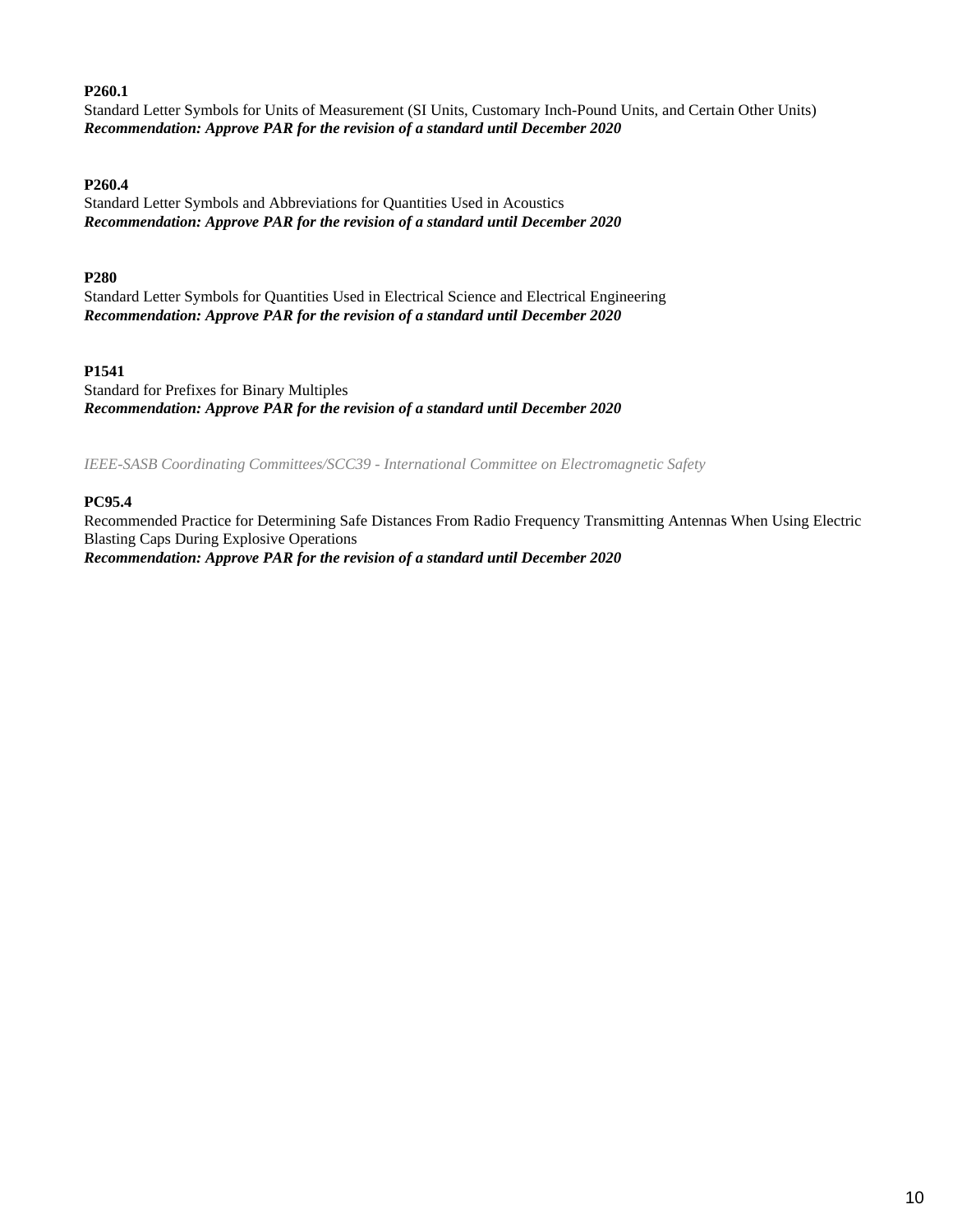**P260.1**
Standard Letter Symbols for Units of Measurement (SI Units, Customary Inch-Pound Units, and Certain Other Units)
***Recommendation: Approve PAR for the revision of a standard until December 2020***

**P260.4**
Standard Letter Symbols and Abbreviations for Quantities Used in Acoustics
***Recommendation: Approve PAR for the revision of a standard until December 2020***

**P280**
Standard Letter Symbols for Quantities Used in Electrical Science and Electrical Engineering
***Recommendation: Approve PAR for the revision of a standard until December 2020***

**P1541**
Standard for Prefixes for Binary Multiples
***Recommendation: Approve PAR for the revision of a standard until December 2020***

*IEEE-SASB Coordinating Committees/SCC39 - International Committee on Electromagnetic Safety*

**PC95.4**
Recommended Practice for Determining Safe Distances From Radio Frequency Transmitting Antennas When Using Electric Blasting Caps During Explosive Operations
***Recommendation: Approve PAR for the revision of a standard until December 2020***